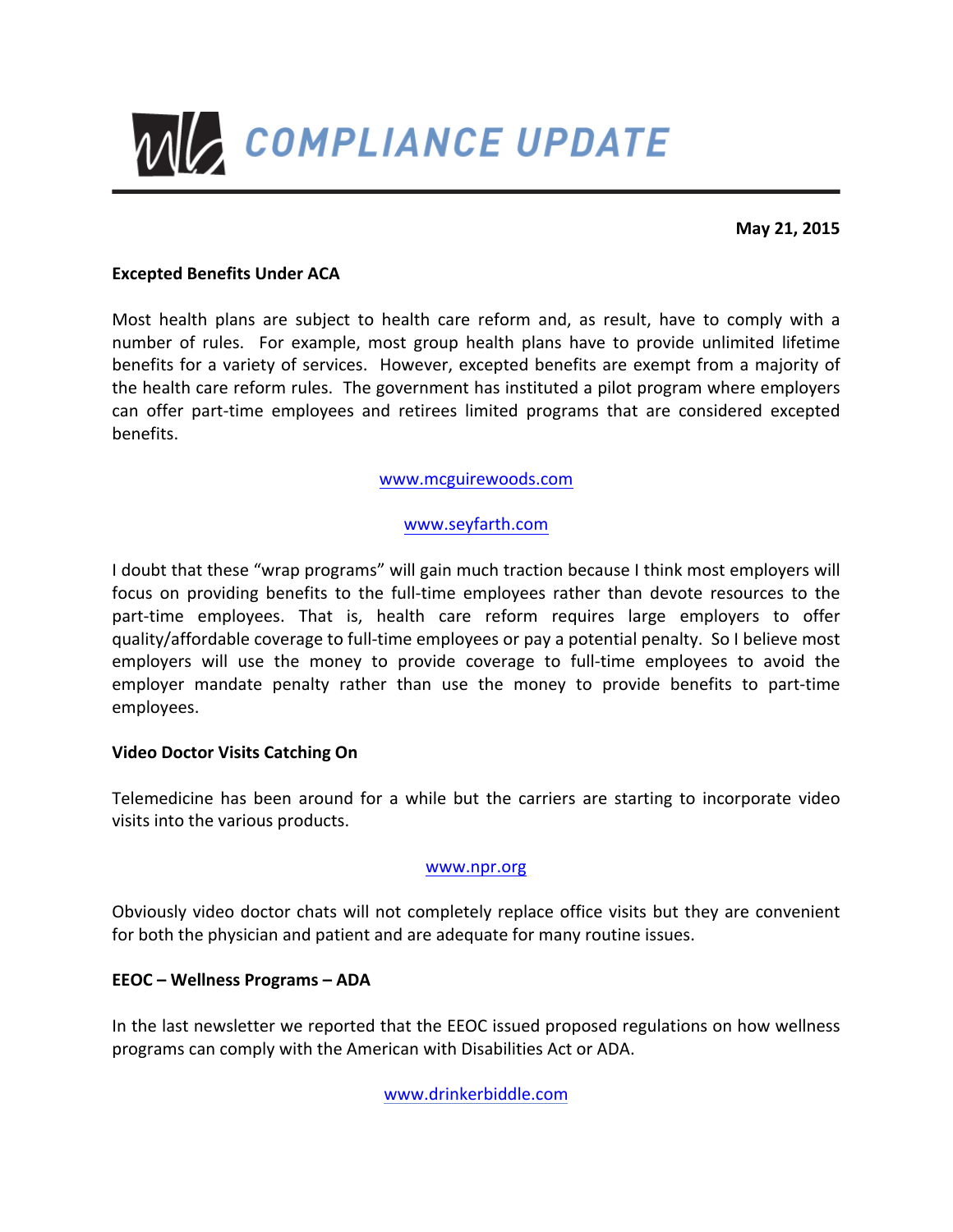# COMPLIANCE UPDATE

**May 21, 2015**

**Excepted Benefits Under ACA**

Most health plans are subject to health care reform and, as result, have to comply with a number of rules. For example, most group health plans have to provide unlimited lifetime benefits for a variety of services. However, excepted benefits are exempt from a majority of the health care reform rules. The government has instituted a pilot program where employers can offer part-time employees and retirees limited programs that are considered excepted benefits.

[www.mcguirewoods.com](www.mcguirewoods.com)

[www.seyfarth.com](www.seyfarth.com)

I doubt that these "wrap programs" will gain much traction because I think most employers will focus on providing benefits to the full-time employees rather than devote resources to the part-time employees. That is, health care reform requires large employers to offer quality/affordable coverage to full-time employees or pay a potential penalty. So I believe most employers will use the money to provide coverage to full-time employees to avoid the employer mandate penalty rather than use the money to provide benefits to part-time employees.

**Video Doctor Visits Catching On**

Telemedicine has been around for a while but the carriers are starting to incorporate video visits into the various products.

[www.npr.org](www.npr.org)

Obviously video doctor chats will not completely replace office visits but they are convenient for both the physician and patient and are adequate for many routine issues.

**EEOC – Wellness Programs – ADA**

In the last newsletter we reported that the EEOC issued proposed regulations on how wellness programs can comply with the American with Disabilities Act or ADA.

[www.drinkerbiddle.com](www.drinkerbiddle.com)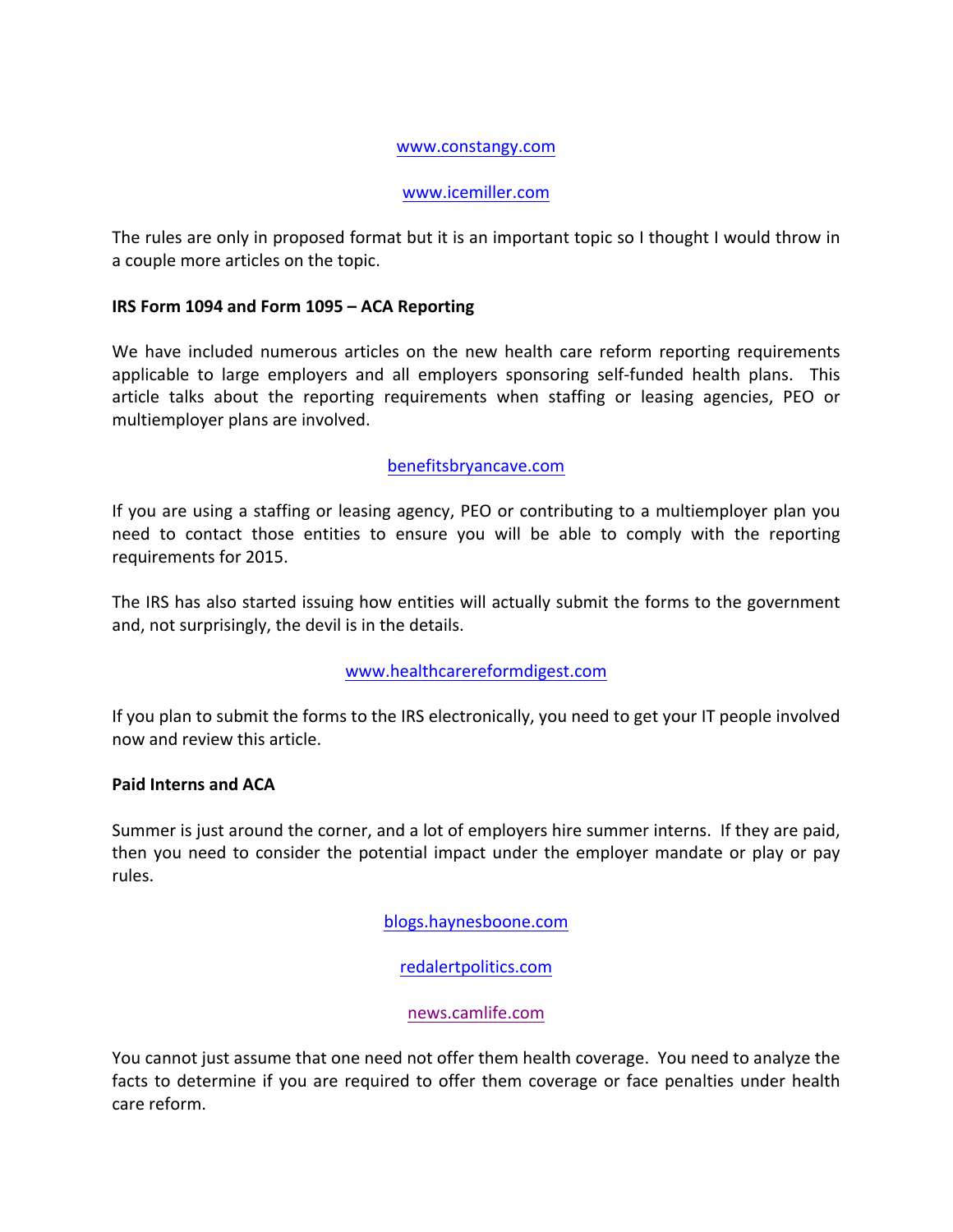www.constangy.com

www.icemiller.com

The rules are only in proposed format but it is an important topic so I thought I would throw in a couple more articles on the topic.

**IRS Form 1094 and Form 1095 – ACA Reporting**

We have included numerous articles on the new health care reform reporting requirements applicable to large employers and all employers sponsoring self-funded health plans. This article talks about the reporting requirements when staffing or leasing agencies, PEO or multiemployer plans are involved.

benefitsbryancave.com

If you are using a staffing or leasing agency, PEO or contributing to a multiemployer plan you need to contact those entities to ensure you will be able to comply with the reporting requirements for 2015.

The IRS has also started issuing how entities will actually submit the forms to the government and, not surprisingly, the devil is in the details.

www.healthcarereformdigest.com

If you plan to submit the forms to the IRS electronically, you need to get your IT people involved now and review this article.

**Paid Interns and ACA**

Summer is just around the corner, and a lot of employers hire summer interns. If they are paid, then you need to consider the potential impact under the employer mandate or play or pay rules.

blogs.haynesboone.com

redalertpolitics.com

news.camlife.com

You cannot just assume that one need not offer them health coverage. You need to analyze the facts to determine if you are required to offer them coverage or face penalties under health care reform.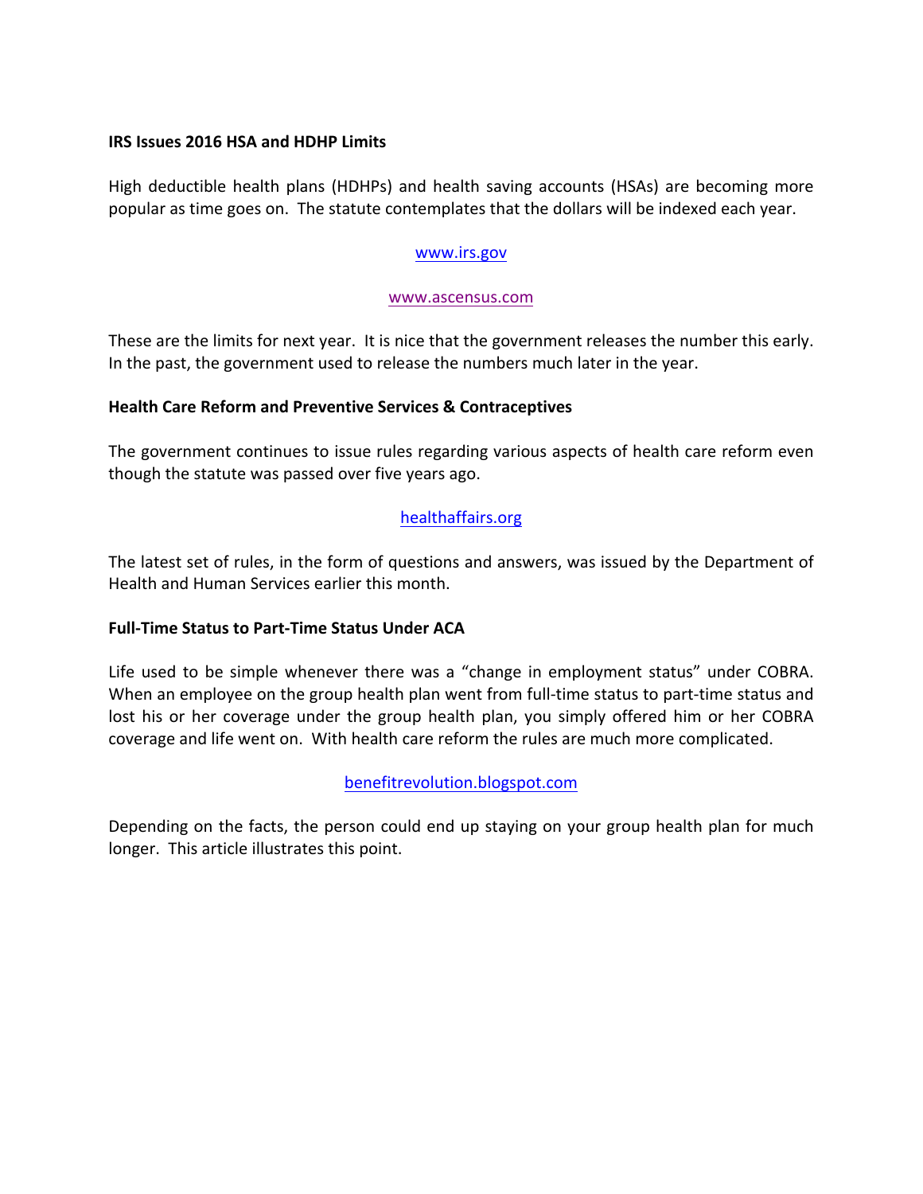**IRS Issues 2016 HSA and HDHP Limits**

High deductible health plans (HDHPs) and health saving accounts (HSAs) are becoming more popular as time goes on. The statute contemplates that the dollars will be indexed each year.

www.irs.gov

www.ascensus.com

These are the limits for next year. It is nice that the government releases the number this early. In the past, the government used to release the numbers much later in the year.

**Health Care Reform and Preventive Services & Contraceptives**

The government continues to issue rules regarding various aspects of health care reform even though the statute was passed over five years ago.

healthaffairs.org

The latest set of rules, in the form of questions and answers, was issued by the Department of Health and Human Services earlier this month.

**Full-Time Status to Part-Time Status Under ACA**

Life used to be simple whenever there was a "change in employment status" under COBRA. When an employee on the group health plan went from full-time status to part-time status and lost his or her coverage under the group health plan, you simply offered him or her COBRA coverage and life went on. With health care reform the rules are much more complicated.

benefitrevolution.blogspot.com

Depending on the facts, the person could end up staying on your group health plan for much longer. This article illustrates this point.